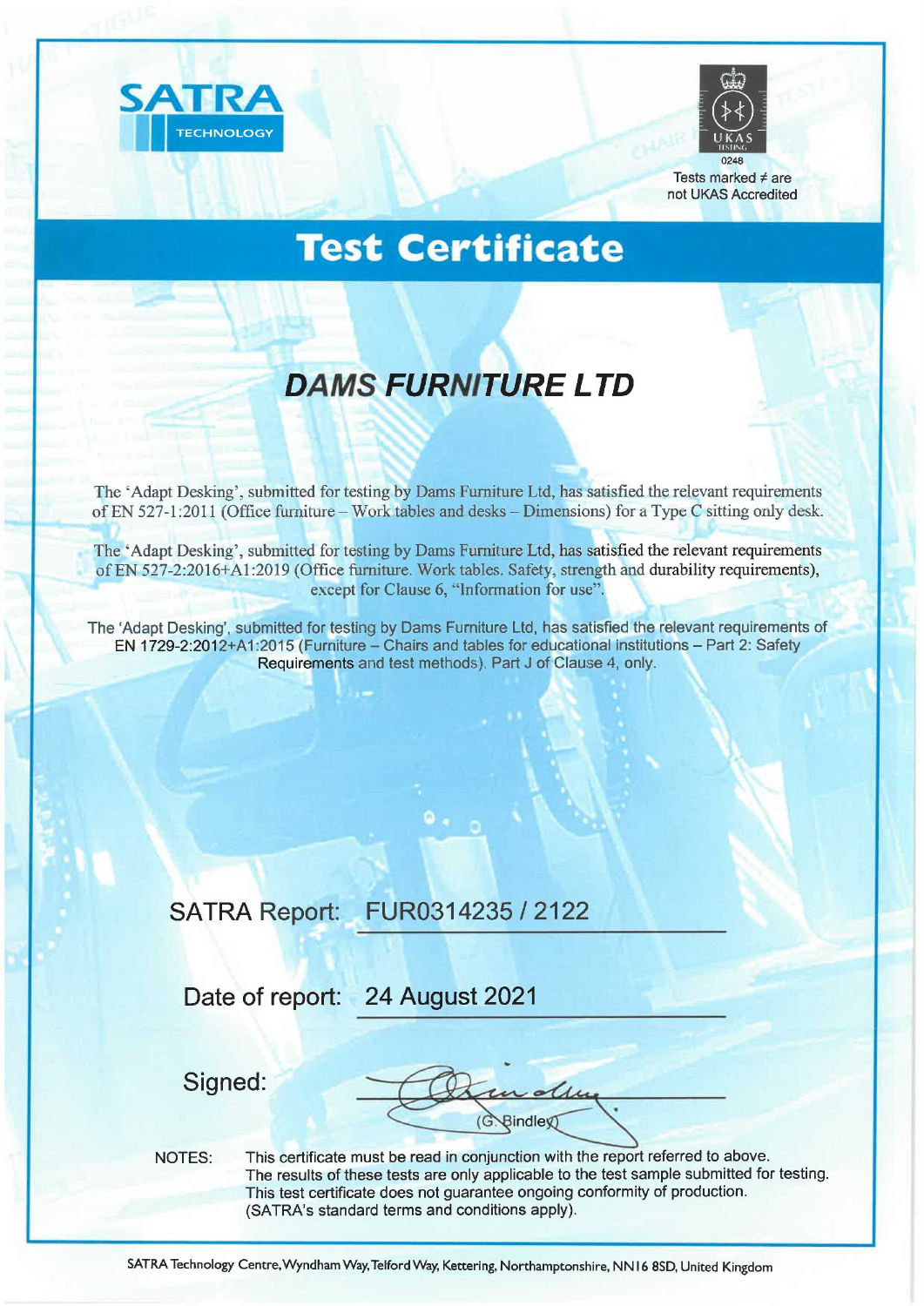SATRA TECHNOLOGY

UKAS TESTING 0248

Tests marked ≠ are not UKAS Accredited

# Test Certificate

## DAMS FURNITURE LTD

The 'Adapt Desking', submitted for testing by Dams Furniture Ltd, has satisfied the relevant requirements of EN 527-1:2011 (Office furniture – Work tables and desks – Dimensions) for a Type C sitting only desk.

The 'Adapt Desking', submitted for testing by Dams Furniture Ltd, has satisfied the relevant requirements of EN 527-2:2016+A1:2019 (Office furniture. Work tables. Safety, strength and durability requirements), except for Clause 6, "Information for use".

The 'Adapt Desking', submitted for testing by Dams Furniture Ltd, has satisfied the relevant requirements of EN 1729-2:2012+A1:2015 (Furniture – Chairs and tables for educational institutions – Part 2: Safety Requirements and test methods). Part J of Clause 4, only.

SATRA Report: FUR0314235 / 2122

Date of report: 24 August 2021

Signed: (G. Bindley)

NOTES: This certificate must be read in conjunction with the report referred to above. The results of these tests are only applicable to the test sample submitted for testing. This test certificate does not guarantee ongoing conformity of production. (SATRA's standard terms and conditions apply).

SATRA Technology Centre, Wyndham Way, Telford Way, Kettering, Northamptonshire, NN16 8SD, United Kingdom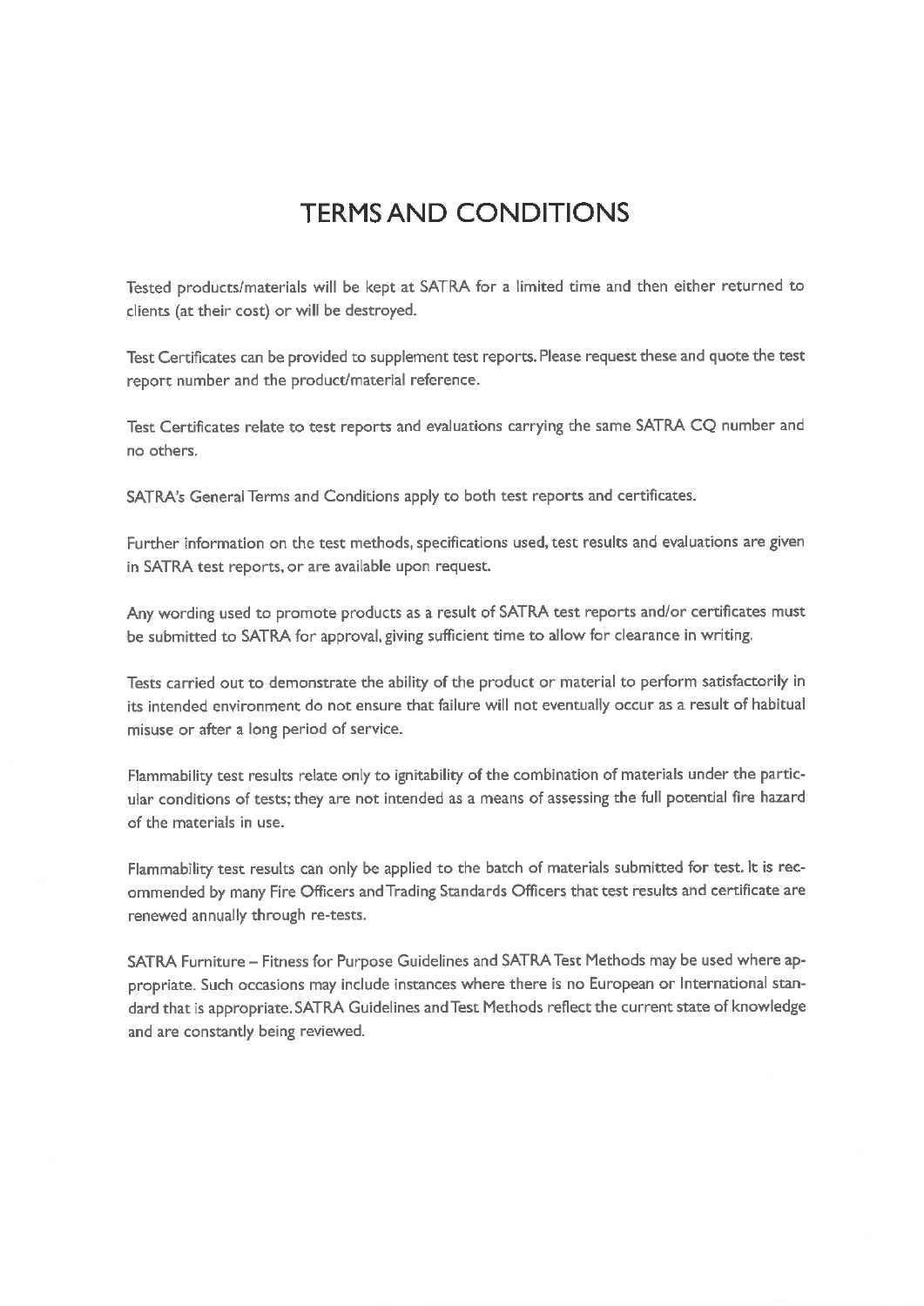# TERMS AND CONDITIONS

Tested products/materials will be kept at SATRA for a limited time and then either returned to clients (at their cost) or will be destroyed.

Test Certificates can be provided to supplement test reports. Please request these and quote the test report number and the product/material reference.

Test Certificates relate to test reports and evaluations carrying the same SATRA CQ number and no others.

SATRA's General Terms and Conditions apply to both test reports and certificates.

Further information on the test methods, specifications used, test results and evaluations are given in SATRA test reports, or are available upon request.

Any wording used to promote products as a result of SATRA test reports and/or certificates must be submitted to SATRA for approval, giving sufficient time to allow for clearance in writing.

Tests carried out to demonstrate the ability of the product or material to perform satisfactorily in its intended environment do not ensure that failure will not eventually occur as a result of habitual misuse or after a long period of service.

Flammability test results relate only to ignitability of the combination of materials under the particular conditions of tests; they are not intended as a means of assessing the full potential fire hazard of the materials in use.

Flammability test results can only be applied to the batch of materials submitted for test. It is recommended by many Fire Officers and Trading Standards Officers that test results and certificate are renewed annually through re-tests.

SATRA Furniture – Fitness for Purpose Guidelines and SATRA Test Methods may be used where appropriate. Such occasions may include instances where there is no European or International standard that is appropriate. SATRA Guidelines and Test Methods reflect the current state of knowledge and are constantly being reviewed.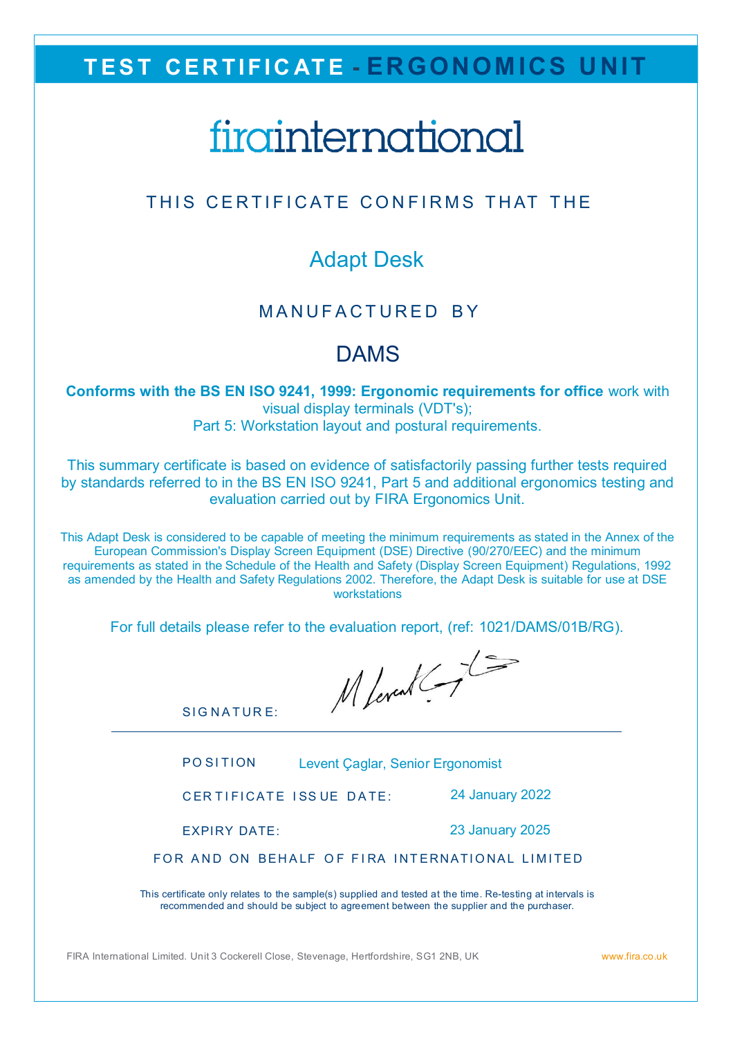# TEST CERTIFICATE - ERGONOMICS UNIT

## firainternational

THIS CERTIFICATE CONFIRMS THAT THE

## Adapt Desk

MANUFACTURED BY

## DAMS

**Conforms with the BS EN ISO 9241, 1999: Ergonomic requirements for office** work with visual display terminals (VDT's);
Part 5: Workstation layout and postural requirements.

This summary certificate is based on evidence of satisfactorily passing further tests required by standards referred to in the BS EN ISO 9241, Part 5 and additional ergonomics testing and evaluation carried out by FIRA Ergonomics Unit.

This Adapt Desk is considered to be capable of meeting the minimum requirements as stated in the Annex of the European Commission's Display Screen Equipment (DSE) Directive (90/270/EEC) and the minimum requirements as stated in the Schedule of the Health and Safety (Display Screen Equipment) Regulations, 1992 as amended by the Health and Safety Regulations 2002. Therefore, the Adapt Desk is suitable for use at DSE workstations

For full details please refer to the evaluation report, (ref: 1021/DAMS/01B/RG).

SIGNATURE:

POSITION Levent Çaglar, Senior Ergonomist

CERTIFICATE ISSUE DATE: 24 January 2022

EXPIRY DATE: 23 January 2025

FOR AND ON BEHALF OF FIRA INTERNATIONAL LIMITED

This certificate only relates to the sample(s) supplied and tested at the time. Re-testing at intervals is recommended and should be subject to agreement between the supplier and the purchaser.

FIRA International Limited. Unit 3 Cockerell Close, Stevenage, Hertfordshire, SG1 2NB, UK www.fira.co.uk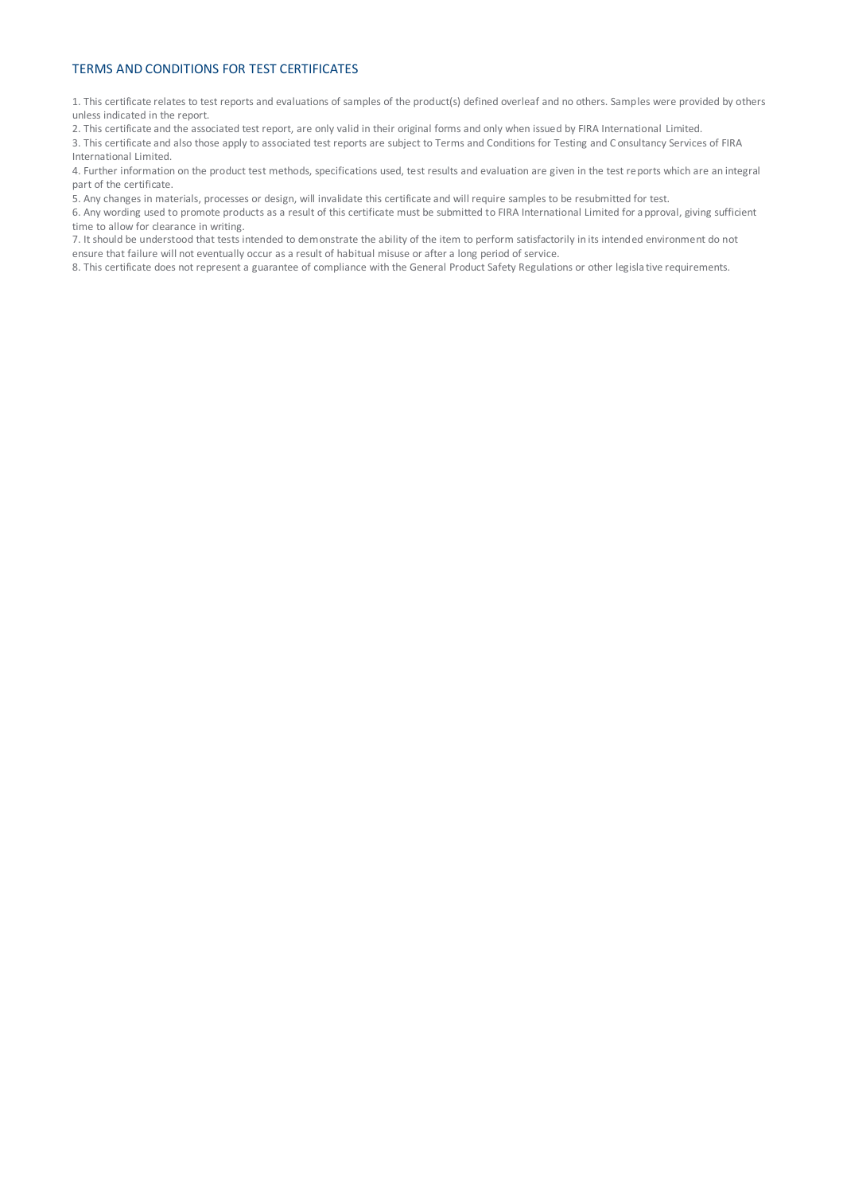## TERMS AND CONDITIONS FOR TEST CERTIFICATES

1. This certificate relates to test reports and evaluations of samples of the product(s) defined overleaf and no others. Samples were provided by others unless indicated in the report.
2. This certificate and the associated test report, are only valid in their original forms and only when issued by FIRA International Limited.
3. This certificate and also those apply to associated test reports are subject to Terms and Conditions for Testing and Consultancy Services of FIRA International Limited.
4. Further information on the product test methods, specifications used, test results and evaluation are given in the test reports which are an integral part of the certificate.
5. Any changes in materials, processes or design, will invalidate this certificate and will require samples to be resubmitted for test.
6. Any wording used to promote products as a result of this certificate must be submitted to FIRA International Limited for approval, giving sufficient time to allow for clearance in writing.
7. It should be understood that tests intended to demonstrate the ability of the item to perform satisfactorily in its intended environment do not ensure that failure will not eventually occur as a result of habitual misuse or after a long period of service.
8. This certificate does not represent a guarantee of compliance with the General Product Safety Regulations or other legislative requirements.